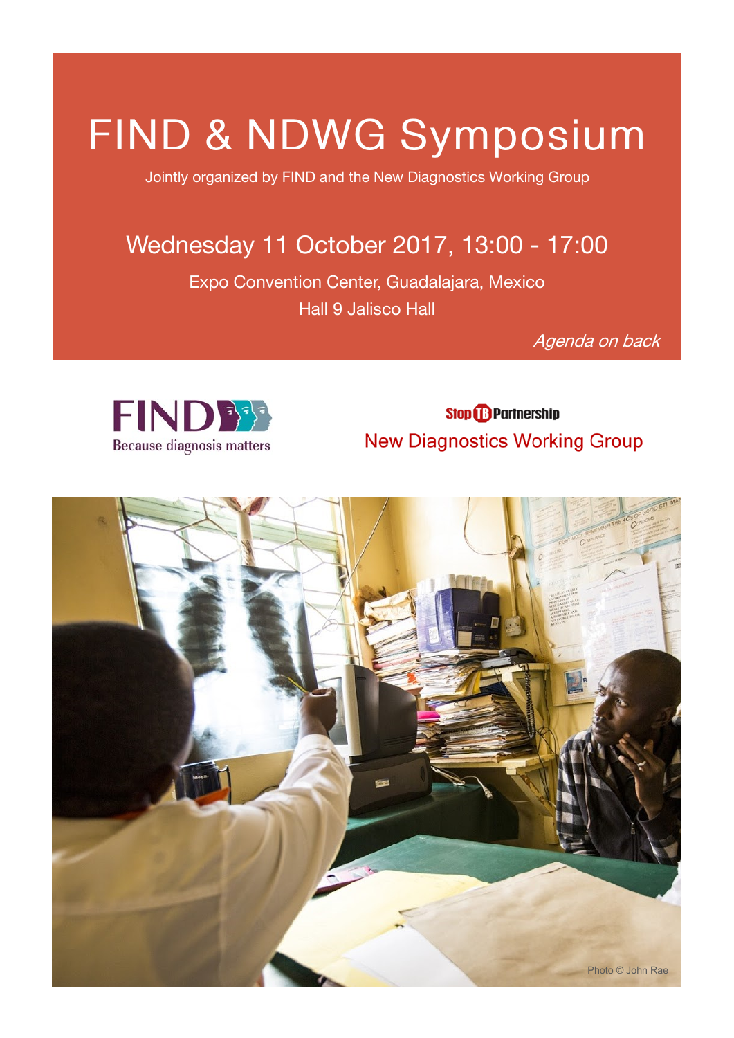# FIND & NDWG Symposium

Jointly organized by FIND and the New Diagnostics Working Group

## Wednesday 11 October 2017, 13:00 - 17:00

Expo Convention Center, Guadalajara, Mexico

Hall 9 Jalisco Hall

*Agenda on back*

FIND Because diagnosis matters

Stop TB Partnership New Diagnostics Working Group

Photo © John Rae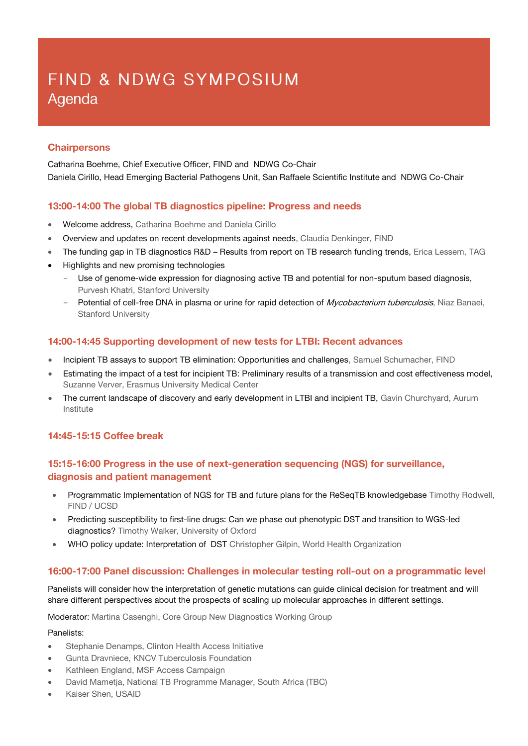# FIND & NDWG SYMPOSIUM
## Agenda

### Chairpersons

Catharina Boehme, Chief Executive Officer, FIND and NDWG Co-Chair
Daniela Cirillo, Head Emerging Bacterial Pathogens Unit, San Raffaele Scientific Institute and NDWG Co-Chair

### 13:00-14:00 The global TB diagnostics pipeline: Progress and needs

- Welcome address, Catharina Boehme and Daniela Cirillo
- Overview and updates on recent developments against needs, Claudia Denkinger, FIND
- The funding gap in TB diagnostics R&D – Results from report on TB research funding trends, Erica Lessem, TAG
- Highlights and new promising technologies
  - Use of genome-wide expression for diagnosing active TB and potential for non-sputum based diagnosis, Purvesh Khatri, Stanford University
  - Potential of cell-free DNA in plasma or urine for rapid detection of *Mycobacterium tuberculosis*, Niaz Banaei, Stanford University

### 14:00-14:45 Supporting development of new tests for LTBI: Recent advances

- Incipient TB assays to support TB elimination: Opportunities and challenges, Samuel Schumacher, FIND
- Estimating the impact of a test for incipient TB: Preliminary results of a transmission and cost effectiveness model, Suzanne Verver, Erasmus University Medical Center
- The current landscape of discovery and early development in LTBI and incipient TB, Gavin Churchyard, Aurum Institute

### 14:45-15:15 Coffee break

### 15:15-16:00 Progress in the use of next-generation sequencing (NGS) for surveillance, diagnosis and patient management

- Programmatic Implementation of NGS for TB and future plans for the ReSeqTB knowledgebase Timothy Rodwell, FIND / UCSD
- Predicting susceptibility to first-line drugs: Can we phase out phenotypic DST and transition to WGS-led diagnostics? Timothy Walker, University of Oxford
- WHO policy update: Interpretation of DST Christopher Gilpin, World Health Organization

### 16:00-17:00 Panel discussion: Challenges in molecular testing roll-out on a programmatic level

Panelists will consider how the interpretation of genetic mutations can guide clinical decision for treatment and will share different perspectives about the prospects of scaling up molecular approaches in different settings.

Moderator: Martina Casenghi, Core Group New Diagnostics Working Group

Panelists:

- Stephanie Denamps, Clinton Health Access Initiative
- Gunta Dravniece, KNCV Tuberculosis Foundation
- Kathleen England, MSF Access Campaign
- David Mametja, National TB Programme Manager, South Africa (TBC)
- Kaiser Shen, USAID